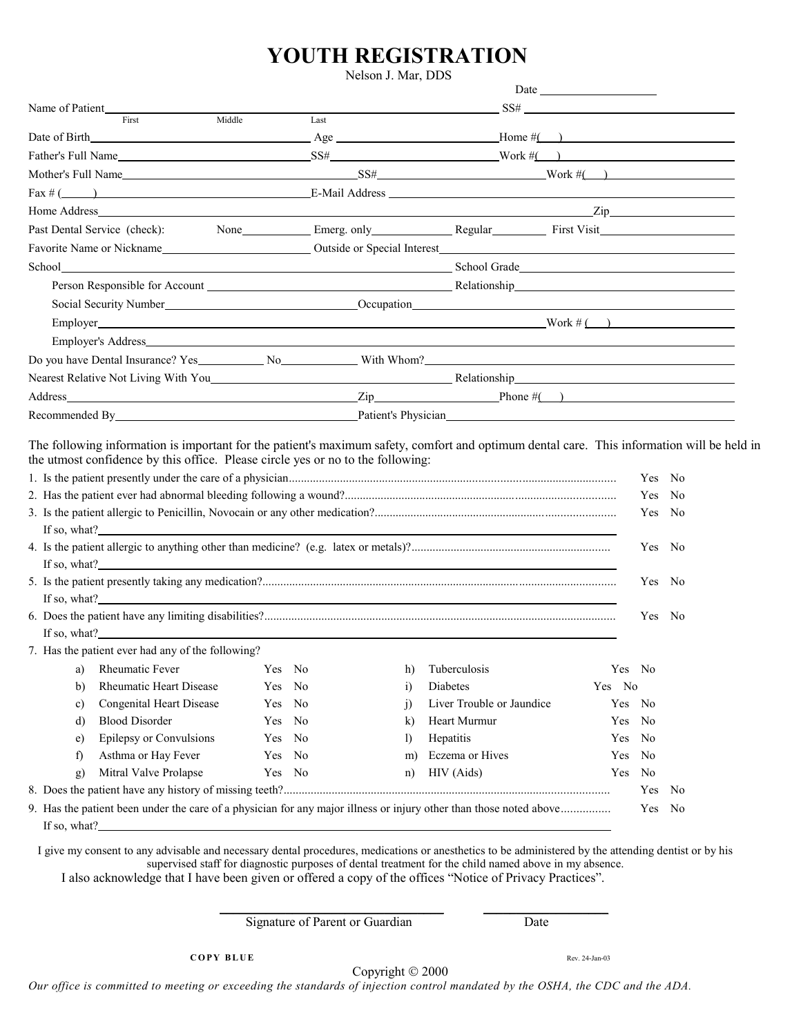# YOUTH REGISTRATION

Nelson J. Mar, DDS

Date ____________________

Name of Patient ______________________________ SS# ____________________
First Middle Last

Date of Birth ____________________ Age ____________________ Home #( ) ____________________

Father's Full Name ____________________ SS# ____________________ Work #( ) ____________________

Mother's Full Name ____________________ SS# ____________________ Work #( ) ____________________

Fax # ( ) ____________________ E-Mail Address ____________________

Home Address ________________________________________ Zip ____________

Past Dental Service (check): None ________ Emerg. only ________ Regular ________ First Visit ________

Favorite Name or Nickname ____________________ Outside or Special Interest ____________________

School ________________________________________ School Grade ____________________

Person Responsible for Account ____________________ Relationship ____________________

Social Security Number ____________________ Occupation ____________________

Employer ________________________________________ Work # ( ) ____________________

Employer's Address ________________________________________

Do you have Dental Insurance? Yes ________ No ________ With Whom? ____________________

Nearest Relative Not Living With You ____________________ Relationship ____________________

Address ____________________ Zip ____________ Phone #( ) ____________________

Recommended By ____________________ Patient's Physician ____________________

The following information is important for the patient's maximum safety, comfort and optimum dental care. This information will be held in the utmost confidence by this office. Please circle yes or no to the following:

1. Is the patient presently under the care of a physician.......... Yes No
2. Has the patient ever had abnormal bleeding following a wound?.......... Yes No
3. Is the patient allergic to Penicillin, Novocain or any other medication?.......... Yes No
   If so, what? ____________________
4. Is the patient allergic to anything other than medicine? (e.g. latex or metals)?.......... Yes No
   If so, what? ____________________
5. Is the patient presently taking any medication?.......... Yes No
   If so, what? ____________________
6. Does the patient have any limiting disabilities?.......... Yes No
   If so, what? ____________________
7. Has the patient ever had any of the following?

| | | | | | |
|---|---|---|---|---|---|
| a) | Rheumatic Fever | Yes No | h) | Tuberculosis | Yes No |
| b) | Rheumatic Heart Disease | Yes No | i) | Diabetes | Yes No |
| c) | Congenital Heart Disease | Yes No | j) | Liver Trouble or Jaundice | Yes No |
| d) | Blood Disorder | Yes No | k) | Heart Murmur | Yes No |
| e) | Epilepsy or Convulsions | Yes No | l) | Hepatitis | Yes No |
| f) | Asthma or Hay Fever | Yes No | m) | Eczema or Hives | Yes No |
| g) | Mitral Valve Prolapse | Yes No | n) | HIV (Aids) | Yes No |

8. Does the patient have any history of missing teeth?.......... Yes No
9. Has the patient been under the care of a physician for any major illness or injury other than those noted above.......... Yes No
   If so, what? ____________________

I give my consent to any advisable and necessary dental procedures, medications or anesthetics to be administered by the attending dentist or by his supervised staff for diagnostic purposes of dental treatment for the child named above in my absence.

I also acknowledge that I have been given or offered a copy of the offices "Notice of Privacy Practices".

______________________________ ____________________
Signature of Parent or Guardian Date

**COPY BLUE** Rev. 24-Jan-03

Copyright © 2000

*Our office is committed to meeting or exceeding the standards of injection control mandated by the OSHA, the CDC and the ADA.*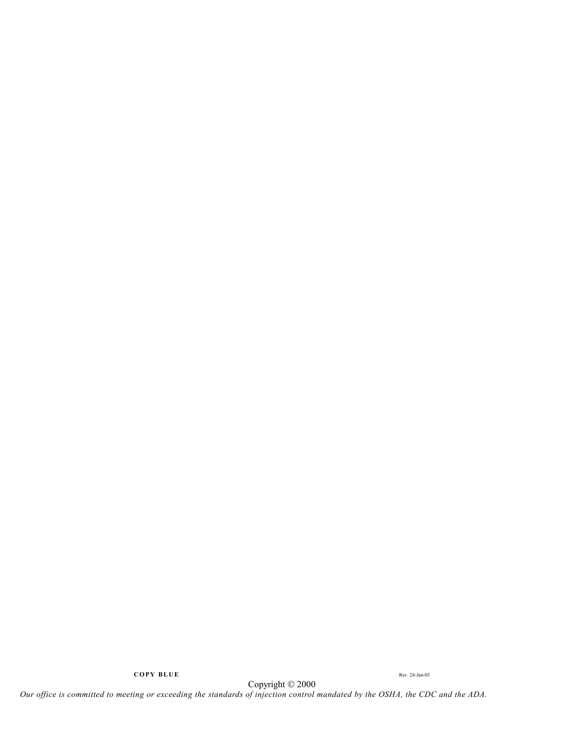**COPY BLUE** Rev. 24-Jan-03

Copyright © 2000

*Our office is committed to meeting or exceeding the standards of injection control mandated by the OSHA, the CDC and the ADA.*